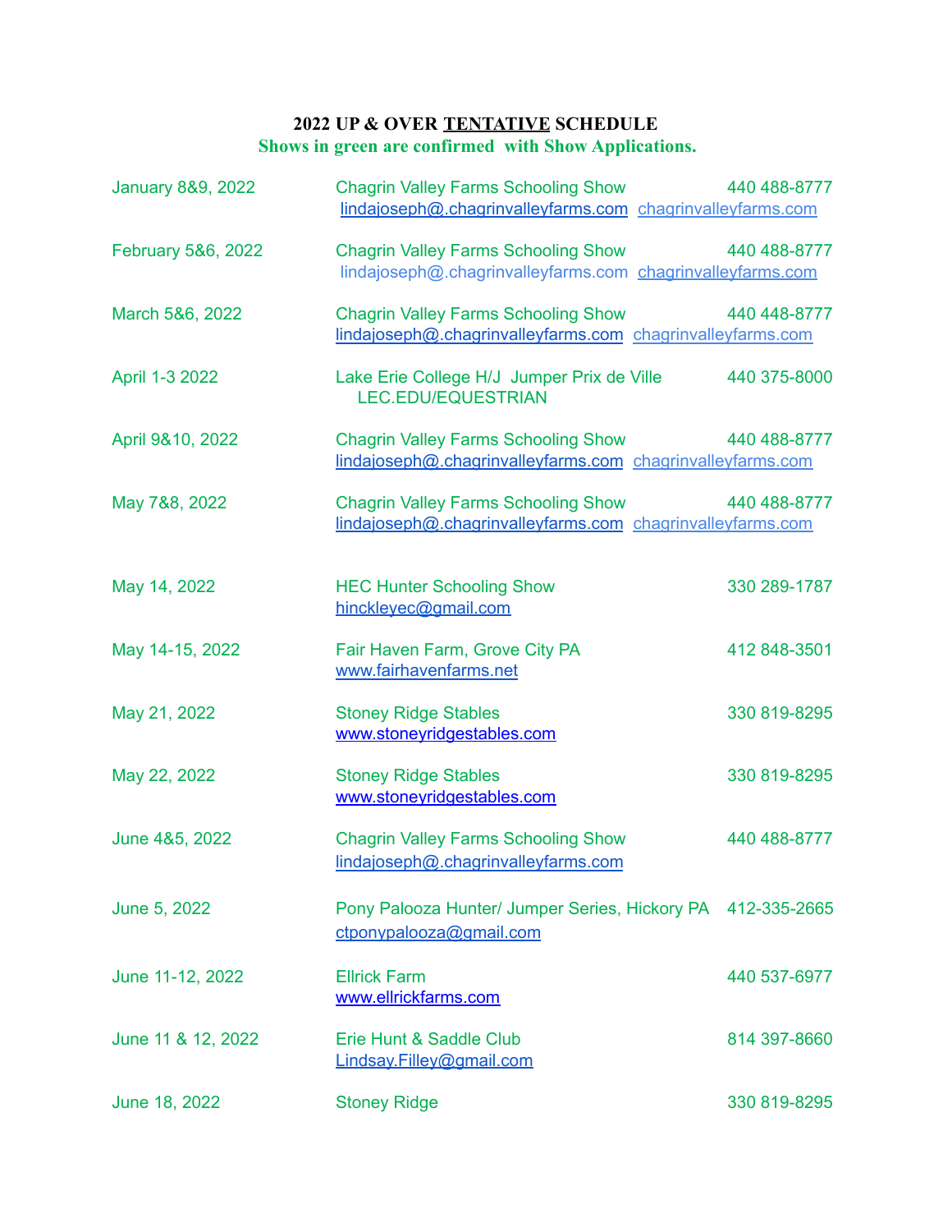**2022 UP & OVER <u>TENTATIVE</u> SCHEDULE**

**Shows in green are confirmed with Show Applications.**

| Date | Show | Phone |
|---|---|---|
| January 8&9, 2022 | Chagrin Valley Farms Schooling Show<br>lindajoseph@.chagrinvalleyfarms.com chagrinvalleyfarms.com | 440 488-8777 |
| February 5&6, 2022 | Chagrin Valley Farms Schooling Show<br>lindajoseph@.chagrinvalleyfarms.com chagrinvalleyfarms.com | 440 488-8777 |
| March 5&6, 2022 | Chagrin Valley Farms Schooling Show<br>lindajoseph@.chagrinvalleyfarms.com chagrinvalleyfarms.com | 440 448-8777 |
| April 1-3 2022 | Lake Erie College H/J Jumper Prix de Ville<br>LEC.EDU/EQUESTRIAN | 440 375-8000 |
| April 9&10, 2022 | Chagrin Valley Farms Schooling Show<br>lindajoseph@.chagrinvalleyfarms.com chagrinvalleyfarms.com | 440 488-8777 |
| May 7&8, 2022 | Chagrin Valley Farms Schooling Show<br>lindajoseph@.chagrinvalleyfarms.com chagrinvalleyfarms.com | 440 488-8777 |
| May 14, 2022 | HEC Hunter Schooling Show<br>hinckleyec@gmail.com | 330 289-1787 |
| May 14-15, 2022 | Fair Haven Farm, Grove City PA<br>www.fairhavenfarms.net | 412 848-3501 |
| May 21, 2022 | Stoney Ridge Stables<br>www.stoneyridgestables.com | 330 819-8295 |
| May 22, 2022 | Stoney Ridge Stables<br>www.stoneyridgestables.com | 330 819-8295 |
| June 4&5, 2022 | Chagrin Valley Farms Schooling Show<br>lindajoseph@.chagrinvalleyfarms.com | 440 488-8777 |
| June 5, 2022 | Pony Palooza Hunter/ Jumper Series, Hickory PA<br>ctponypalooza@gmail.com | 412-335-2665 |
| June 11-12, 2022 | Ellrick Farm<br>www.ellrickfarms.com | 440 537-6977 |
| June 11 & 12, 2022 | Erie Hunt & Saddle Club<br>Lindsay.Filley@gmail.com | 814 397-8660 |
| June 18, 2022 | Stoney Ridge | 330 819-8295 |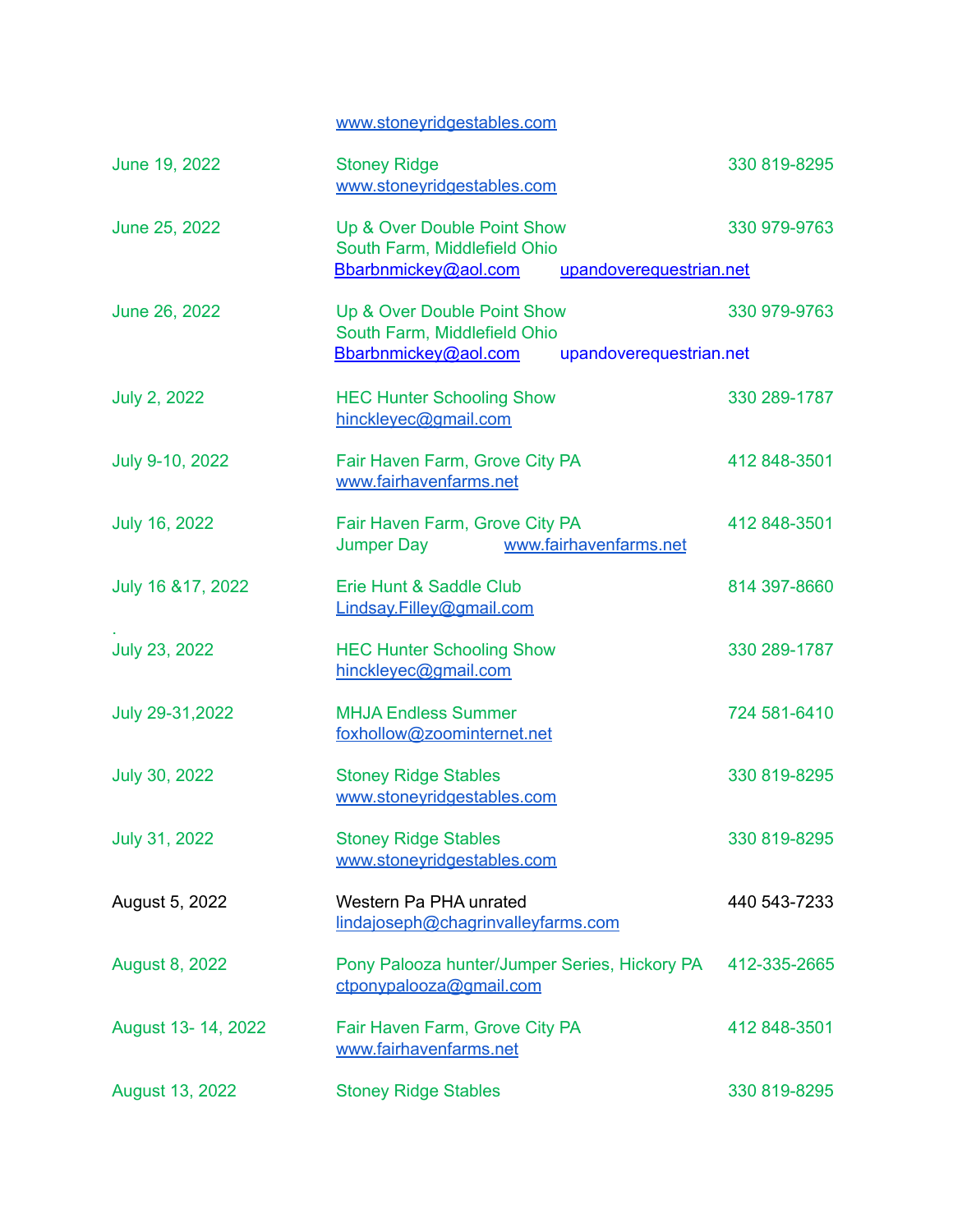www.stoneyridgestables.com

| | | |
|---|---|---|
| June 19, 2022 | Stoney Ridge<br>www.stoneyridgestables.com | 330 819-8295 |
| June 25, 2022 | Up & Over Double Point Show<br>South Farm, Middlefield Ohio<br>Bbarbnmickey@aol.com upandoverequestrian.net | 330 979-9763 |
| June 26, 2022 | Up & Over Double Point Show<br>South Farm, Middlefield Ohio<br>Bbarbnmickey@aol.com upandoverequestrian.net | 330 979-9763 |
| July 2, 2022 | HEC Hunter Schooling Show<br>hinckleyec@gmail.com | 330 289-1787 |
| July 9-10, 2022 | Fair Haven Farm, Grove City PA<br>www.fairhavenfarms.net | 412 848-3501 |
| July 16, 2022 | Fair Haven Farm, Grove City PA<br>Jumper Day www.fairhavenfarms.net | 412 848-3501 |
| July 16 &17, 2022 | Erie Hunt & Saddle Club<br>Lindsay.Filley@gmail.com | 814 397-8660 |
| July 23, 2022 | HEC Hunter Schooling Show<br>hinckleyec@gmail.com | 330 289-1787 |
| July 29-31,2022 | MHJA Endless Summer<br>foxhollow@zoominternet.net | 724 581-6410 |
| July 30, 2022 | Stoney Ridge Stables<br>www.stoneyridgestables.com | 330 819-8295 |
| July 31, 2022 | Stoney Ridge Stables<br>www.stoneyridgestables.com | 330 819-8295 |
| August 5, 2022 | Western Pa PHA unrated<br>lindajoseph@chagrinvalleyfarms.com | 440 543-7233 |
| August 8, 2022 | Pony Palooza hunter/Jumper Series, Hickory PA<br>ctponypalooza@gmail.com | 412-335-2665 |
| August 13- 14, 2022 | Fair Haven Farm, Grove City PA<br>www.fairhavenfarms.net | 412 848-3501 |
| August 13, 2022 | Stoney Ridge Stables | 330 819-8295 |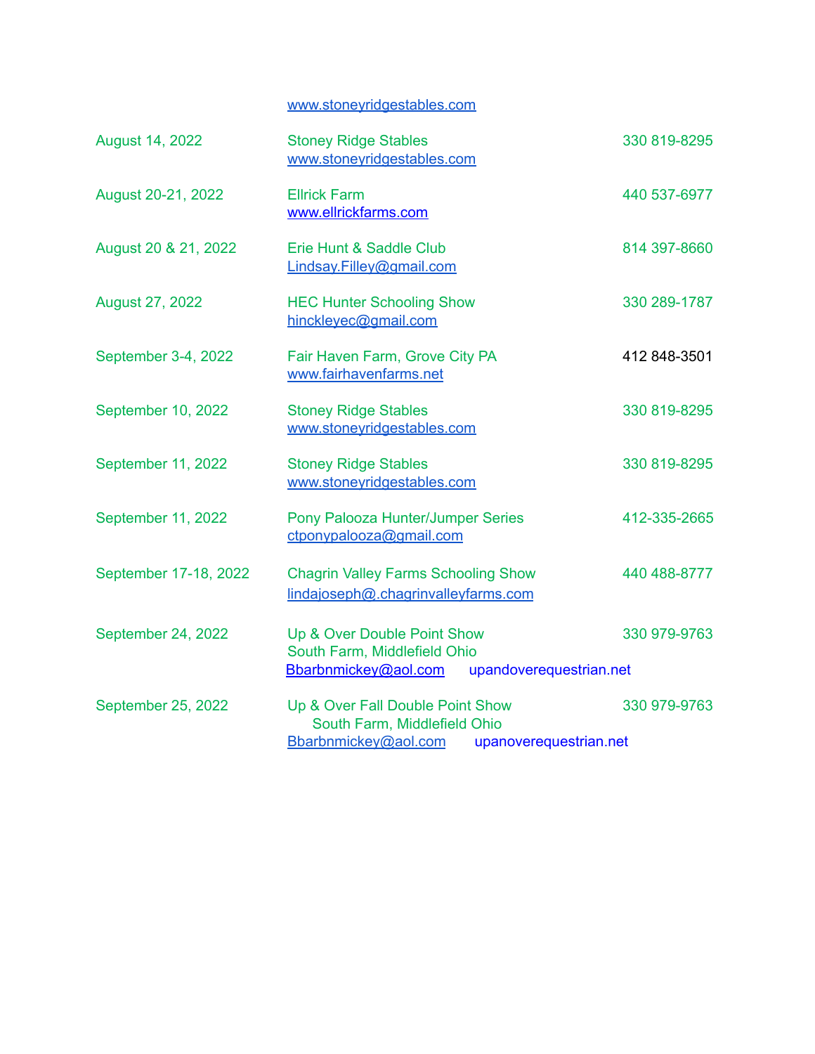| | | |
|---|---|---|
| | www.stoneyridgestables.com | |
| August 14, 2022 | Stoney Ridge Stables<br>www.stoneyridgestables.com | 330 819-8295 |
| August 20-21, 2022 | Ellrick Farm<br>www.ellrickfarms.com | 440 537-6977 |
| August 20 & 21, 2022 | Erie Hunt & Saddle Club<br>Lindsay.Filley@gmail.com | 814 397-8660 |
| August 27, 2022 | HEC Hunter Schooling Show<br>hinckleyec@gmail.com | 330 289-1787 |
| September 3-4, 2022 | Fair Haven Farm, Grove City PA<br>www.fairhavenfarms.net | 412 848-3501 |
| September 10, 2022 | Stoney Ridge Stables<br>www.stoneyridgestables.com | 330 819-8295 |
| September 11, 2022 | Stoney Ridge Stables<br>www.stoneyridgestables.com | 330 819-8295 |
| September 11, 2022 | Pony Palooza Hunter/Jumper Series<br>ctponypalooza@gmail.com | 412-335-2665 |
| September 17-18, 2022 | Chagrin Valley Farms Schooling Show<br>lindajoseph@.chagrinvalleyfarms.com | 440 488-8777 |
| September 24, 2022 | Up & Over Double Point Show<br>South Farm, Middlefield Ohio<br>Bbarbnmickey@aol.com upandoverequestrian.net | 330 979-9763 |
| September 25, 2022 | Up & Over Fall Double Point Show<br>South Farm, Middlefield Ohio<br>Bbarbnmickey@aol.com upanoverequestrian.net | 330 979-9763 |